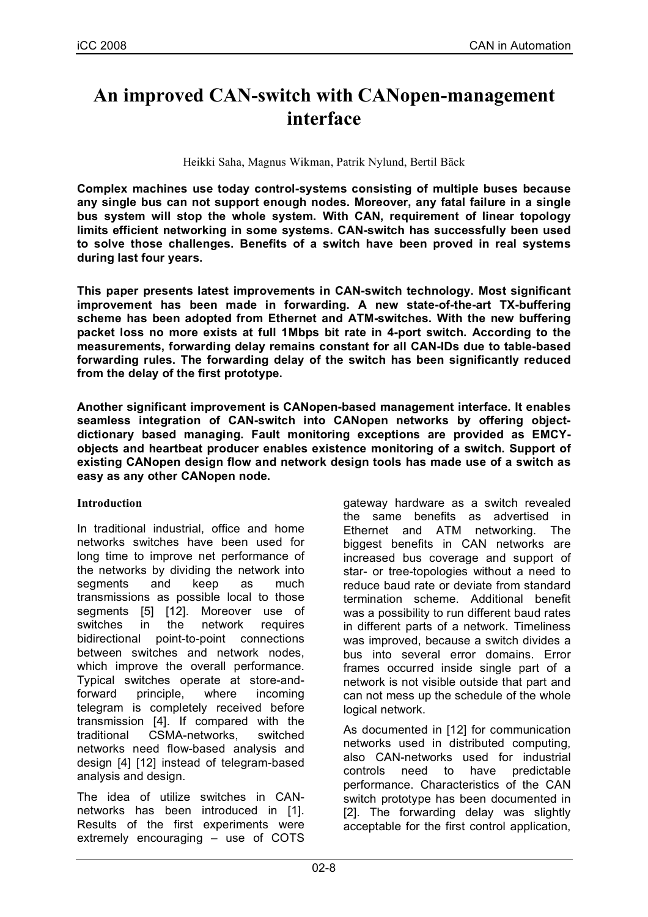# An improved CAN-switch with CANopen-management interface

Heikki Saha, Magnus Wikman, Patrik Nylund, Bertil Bäck

**Complex machines use today control-systems consisting of multiple buses because any single bus can not support enough nodes. Moreover, any fatal failure in a single bus system will stop the whole system. With CAN, requirement of linear topology limits efficient networking in some systems. CAN-switch has successfully been used to solve those challenges. Benefits of a switch have been proved in real systems during last four years.**

**This paper presents latest improvements in CAN-switch technology. Most significant improvement has been made in forwarding. A new state-of-the-art TX-buffering scheme has been adopted from Ethernet and ATM-switches. With the new buffering packet loss no more exists at full 1Mbps bit rate in 4-port switch. According to the measurements, forwarding delay remains constant for all CAN-IDs due to table-based forwarding rules. The forwarding delay of the switch has been significantly reduced from the delay of the first prototype.**

**Another significant improvement is CANopen-based management interface. It enables seamless integration of CAN-switch into CANopen networks by offering object-dictionary based managing. Fault monitoring exceptions are provided as EMCY-objects and heartbeat producer enables existence monitoring of a switch. Support of existing CANopen design flow and network design tools has made use of a switch as easy as any other CANopen node.**

## Introduction

In traditional industrial, office and home networks switches have been used for long time to improve net performance of the networks by dividing the network into segments and keep as much transmissions as possible local to those segments [5] [12]. Moreover use of switches in the network requires bidirectional point-to-point connections between switches and network nodes, which improve the overall performance. Typical switches operate at store-and-forward principle, where incoming telegram is completely received before transmission [4]. If compared with the traditional CSMA-networks, switched networks need flow-based analysis and design [4] [12] instead of telegram-based analysis and design.

The idea of utilize switches in CAN-networks has been introduced in [1]. Results of the first experiments were extremely encouraging – use of COTS gateway hardware as a switch revealed the same benefits as advertised in Ethernet and ATM networking. The biggest benefits in CAN networks are increased bus coverage and support of star- or tree-topologies without a need to reduce baud rate or deviate from standard termination scheme. Additional benefit was a possibility to run different baud rates in different parts of a network. Timeliness was improved, because a switch divides a bus into several error domains. Error frames occurred inside single part of a network is not visible outside that part and can not mess up the schedule of the whole logical network.

As documented in [12] for communication networks used in distributed computing, also CAN-networks used for industrial controls need to have predictable performance. Characteristics of the CAN switch prototype has been documented in [2]. The forwarding delay was slightly acceptable for the first control application,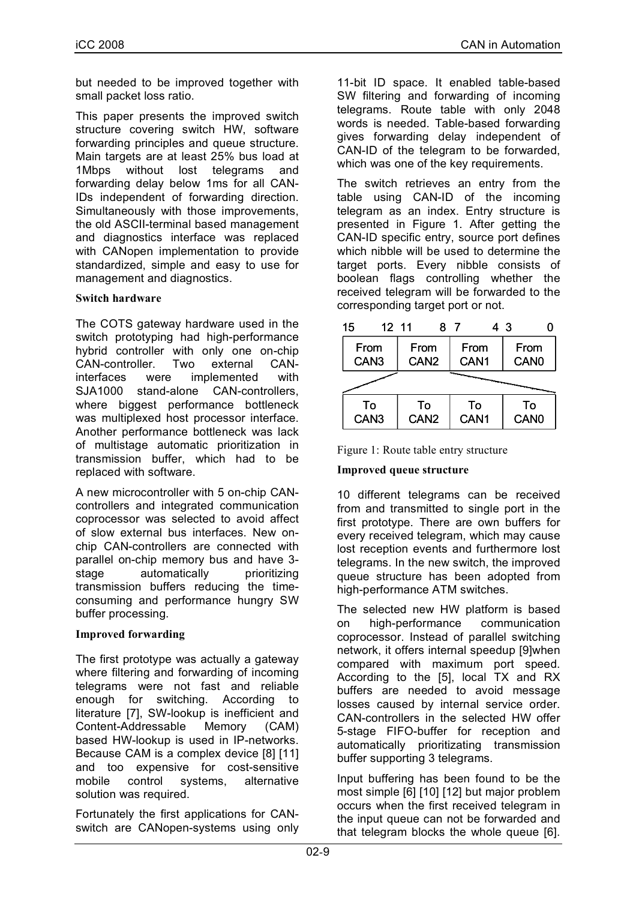but needed to be improved together with small packet loss ratio.

This paper presents the improved switch structure covering switch HW, software forwarding principles and queue structure. Main targets are at least 25% bus load at 1Mbps without lost telegrams and forwarding delay below 1ms for all CAN-IDs independent of forwarding direction. Simultaneously with those improvements, the old ASCII-terminal based management and diagnostics interface was replaced with CANopen implementation to provide standardized, simple and easy to use for management and diagnostics.

### Switch hardware

The COTS gateway hardware used in the switch prototyping had high-performance hybrid controller with only one on-chip CAN-controller. Two external CAN-interfaces were implemented with SJA1000 stand-alone CAN-controllers, where biggest performance bottleneck was multiplexed host processor interface. Another performance bottleneck was lack of multistage automatic prioritization in transmission buffer, which had to be replaced with software.

A new microcontroller with 5 on-chip CAN-controllers and integrated communication coprocessor was selected to avoid affect of slow external bus interfaces. New on-chip CAN-controllers are connected with parallel on-chip memory bus and have 3-stage automatically prioritizing transmission buffers reducing the time-consuming and performance hungry SW buffer processing.

### Improved forwarding

The first prototype was actually a gateway where filtering and forwarding of incoming telegrams were not fast and reliable enough for switching. According to literature [7], SW-lookup is inefficient and Content-Addressable Memory (CAM) based HW-lookup is used in IP-networks. Because CAM is a complex device [8] [11] and too expensive for cost-sensitive mobile control systems, alternative solution was required.

Fortunately the first applications for CAN-switch are CANopen-systems using only 11-bit ID space. It enabled table-based SW filtering and forwarding of incoming telegrams. Route table with only 2048 words is needed. Table-based forwarding gives forwarding delay independent of CAN-ID of the telegram to be forwarded, which was one of the key requirements.

The switch retrieves an entry from the table using CAN-ID of the incoming telegram as an index. Entry structure is presented in Figure 1. After getting the CAN-ID specific entry, source port defines which nibble will be used to determine the target ports. Every nibble consists of boolean flags controlling whether the received telegram will be forwarded to the corresponding target port or not.

| 15–12 | 11–8 | 7–4 | 3–0 |
|---|---|---|---|
| From CAN3 | From CAN2 | From CAN1 | From CAN0 |

| To CAN3 | To CAN2 | To CAN1 | To CAN0 |
|---|---|---|---|

Figure 1: Route table entry structure

### Improved queue structure

10 different telegrams can be received from and transmitted to single port in the first prototype. There are own buffers for every received telegram, which may cause lost reception events and furthermore lost telegrams. In the new switch, the improved queue structure has been adopted from high-performance ATM switches.

The selected new HW platform is based on high-performance communication coprocessor. Instead of parallel switching network, it offers internal speedup [9]when compared with maximum port speed. According to the [5], local TX and RX buffers are needed to avoid message losses caused by internal service order. CAN-controllers in the selected HW offer 5-stage FIFO-buffer for reception and automatically prioritizating transmission buffer supporting 3 telegrams.

Input buffering has been found to be the most simple [6] [10] [12] but major problem occurs when the first received telegram in the input queue can not be forwarded and that telegram blocks the whole queue [6].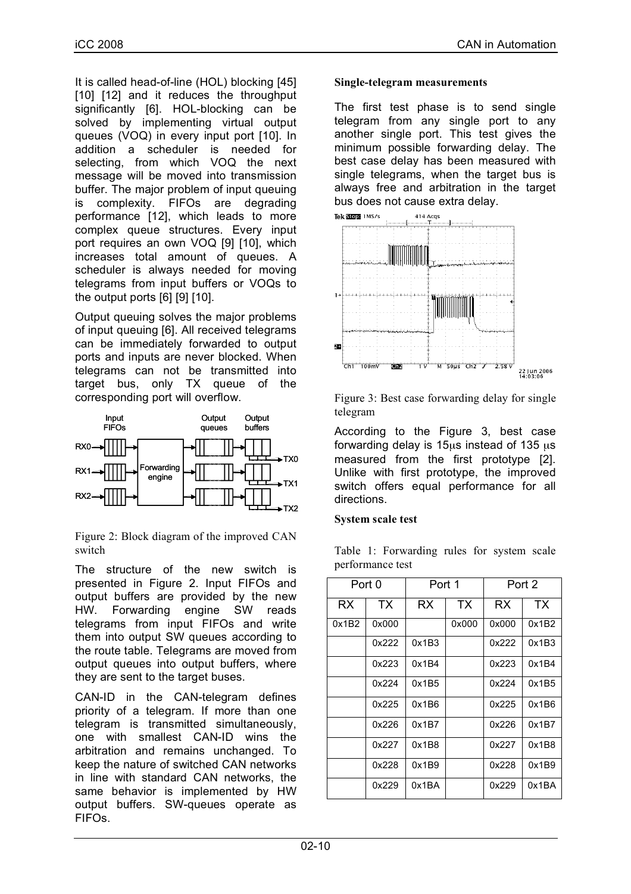It is called head-of-line (HOL) blocking [45] [10] [12] and it reduces the throughput significantly [6]. HOL-blocking can be solved by implementing virtual output queues (VOQ) in every input port [10]. In addition a scheduler is needed for selecting, from which VOQ the next message will be moved into transmission buffer. The major problem of input queuing is complexity. FIFOs are degrading performance [12], which leads to more complex queue structures. Every input port requires an own VOQ [9] [10], which increases total amount of queues. A scheduler is always needed for moving telegrams from input buffers or VOQs to the output ports [6] [9] [10].

Output queuing solves the major problems of input queuing [6]. All received telegrams can be immediately forwarded to output ports and inputs are never blocked. When telegrams can not be transmitted into target bus, only TX queue of the corresponding port will overflow.

Figure 2: Block diagram of the improved CAN switch

The structure of the new switch is presented in Figure 2. Input FIFOs and output buffers are provided by the new HW. Forwarding engine SW reads telegrams from input FIFOs and write them into output SW queues according to the route table. Telegrams are moved from output queues into output buffers, where they are sent to the target buses.

CAN-ID in the CAN-telegram defines priority of a telegram. If more than one telegram is transmitted simultaneously, one with smallest CAN-ID wins the arbitration and remains unchanged. To keep the nature of switched CAN networks in line with standard CAN networks, the same behavior is implemented by HW output buffers. SW-queues operate as FIFOs.

**Single-telegram measurements**

The first test phase is to send single telegram from any single port to any another single port. This test gives the minimum possible forwarding delay. The best case delay has been measured with single telegrams, when the target bus is always free and arbitration in the target bus does not cause extra delay.

Figure 3: Best case forwarding delay for single telegram

According to the Figure 3, best case forwarding delay is 15μs instead of 135 μs measured from the first prototype [2]. Unlike with first prototype, the improved switch offers equal performance for all directions.

**System scale test**

Table 1: Forwarding rules for system scale performance test

| Port 0 | | Port 1 | | Port 2 | |
|---|---|---|---|---|---|
| RX | TX | RX | TX | RX | TX |
| 0x1B2 | 0x000 | | 0x000 | 0x000 | 0x1B2 |
| | 0x222 | 0x1B3 | | 0x222 | 0x1B3 |
| | 0x223 | 0x1B4 | | 0x223 | 0x1B4 |
| | 0x224 | 0x1B5 | | 0x224 | 0x1B5 |
| | 0x225 | 0x1B6 | | 0x225 | 0x1B6 |
| | 0x226 | 0x1B7 | | 0x226 | 0x1B7 |
| | 0x227 | 0x1B8 | | 0x227 | 0x1B8 |
| | 0x228 | 0x1B9 | | 0x228 | 0x1B9 |
| | 0x229 | 0x1BA | | 0x229 | 0x1BA |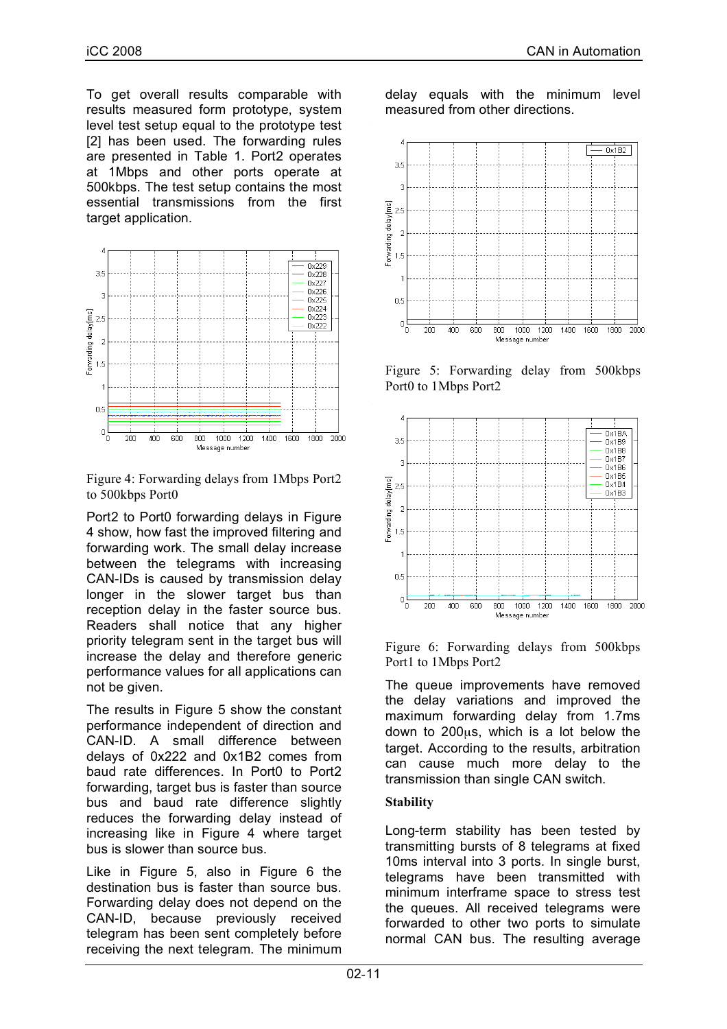To get overall results comparable with results measured form prototype, system level test setup equal to the prototype test [2] has been used. The forwarding rules are presented in Table 1. Port2 operates at 1Mbps and other ports operate at 500kbps. The test setup contains the most essential transmissions from the first target application.

Figure 4: Forwarding delays from 1Mbps Port2 to 500kbps Port0

Port2 to Port0 forwarding delays in Figure 4 show, how fast the improved filtering and forwarding work. The small delay increase between the telegrams with increasing CAN-IDs is caused by transmission delay longer in the slower target bus than reception delay in the faster source bus. Readers shall notice that any higher priority telegram sent in the target bus will increase the delay and therefore generic performance values for all applications can not be given.

The results in Figure 5 show the constant performance independent of direction and CAN-ID. A small difference between delays of 0x222 and 0x1B2 comes from baud rate differences. In Port0 to Port2 forwarding, target bus is faster than source bus and baud rate difference slightly reduces the forwarding delay instead of increasing like in Figure 4 where target bus is slower than source bus.

Like in Figure 5, also in Figure 6 the destination bus is faster than source bus. Forwarding delay does not depend on the CAN-ID, because previously received telegram has been sent completely before receiving the next telegram. The minimum delay equals with the minimum level measured from other directions.

Figure 5: Forwarding delay from 500kbps Port0 to 1Mbps Port2

Figure 6: Forwarding delays from 500kbps Port1 to 1Mbps Port2

The queue improvements have removed the delay variations and improved the maximum forwarding delay from 1.7ms down to 200μs, which is a lot below the target. According to the results, arbitration can cause much more delay to the transmission than single CAN switch.

**Stability**

Long-term stability has been tested by transmitting bursts of 8 telegrams at fixed 10ms interval into 3 ports. In single burst, telegrams have been transmitted with minimum interframe space to stress test the queues. All received telegrams were forwarded to other two ports to simulate normal CAN bus. The resulting average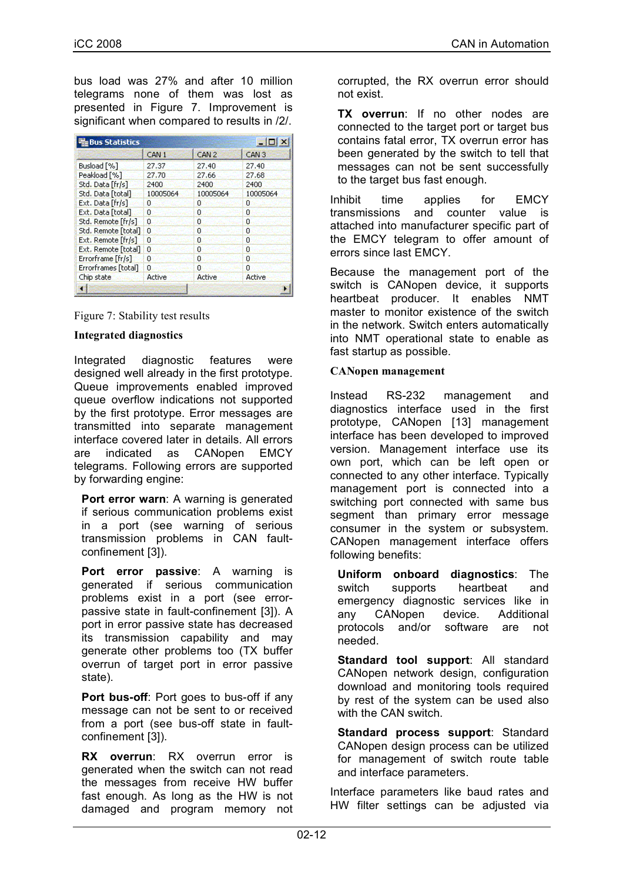bus load was 27% and after 10 million telegrams none of them was lost as presented in Figure 7. Improvement is significant when compared to results in /2/.

**Bus Statistics**

| | CAN 1 | CAN 2 | CAN 3 |
|---|---|---|---|
| Busload [%] | 27.37 | 27.40 | 27.40 |
| Peakload [%] | 27.70 | 27.66 | 27.68 |
| Std. Data [fr/s] | 2400 | 2400 | 2400 |
| Std. Data [total] | 10005064 | 10005064 | 10005064 |
| Ext. Data [fr/s] | 0 | 0 | 0 |
| Ext. Data [total] | 0 | 0 | 0 |
| Std. Remote [fr/s] | 0 | 0 | 0 |
| Std. Remote [total] | 0 | 0 | 0 |
| Ext. Remote [fr/s] | 0 | 0 | 0 |
| Ext. Remote [total] | 0 | 0 | 0 |
| Errorframe [fr/s] | 0 | 0 | 0 |
| Errorframes [total] | 0 | 0 | 0 |
| Chip state | Active | Active | Active |

Figure 7: Stability test results

### Integrated diagnostics

Integrated diagnostic features were designed well already in the first prototype. Queue improvements enabled improved queue overflow indications not supported by the first prototype. Error messages are transmitted into separate management interface covered later in details. All errors are indicated as CANopen EMCY telegrams. Following errors are supported by forwarding engine:

**Port error warn**: A warning is generated if serious communication problems exist in a port (see warning of serious transmission problems in CAN fault-confinement [3]).

**Port error passive**: A warning is generated if serious communication problems exist in a port (see error-passive state in fault-confinement [3]). A port in error passive state has decreased its transmission capability and may generate other problems too (TX buffer overrun of target port in error passive state).

**Port bus-off**: Port goes to bus-off if any message can not be sent to or received from a port (see bus-off state in fault-confinement [3]).

**RX overrun**: RX overrun error is generated when the switch can not read the messages from receive HW buffer fast enough. As long as the HW is not damaged and program memory not corrupted, the RX overrun error should not exist.

**TX overrun**: If no other nodes are connected to the target port or target bus contains fatal error, TX overrun error has been generated by the switch to tell that messages can not be sent successfully to the target bus fast enough.

Inhibit time applies for EMCY transmissions and counter value is attached into manufacturer specific part of the EMCY telegram to offer amount of errors since last EMCY.

Because the management port of the switch is CANopen device, it supports heartbeat producer. It enables NMT master to monitor existence of the switch in the network. Switch enters automatically into NMT operational state to enable as fast startup as possible.

### CANopen management

Instead RS-232 management and diagnostics interface used in the first prototype, CANopen [13] management interface has been developed to improved version. Management interface use its own port, which can be left open or connected to any other interface. Typically management port is connected into a switching port connected with same bus segment than primary error message consumer in the system or subsystem. CANopen management interface offers following benefits:

**Uniform onboard diagnostics**: The switch supports heartbeat and emergency diagnostic services like in any CANopen device. Additional protocols and/or software are not needed.

**Standard tool support**: All standard CANopen network design, configuration download and monitoring tools required by rest of the system can be used also with the CAN switch.

**Standard process support**: Standard CANopen design process can be utilized for management of switch route table and interface parameters.

Interface parameters like baud rates and HW filter settings can be adjusted via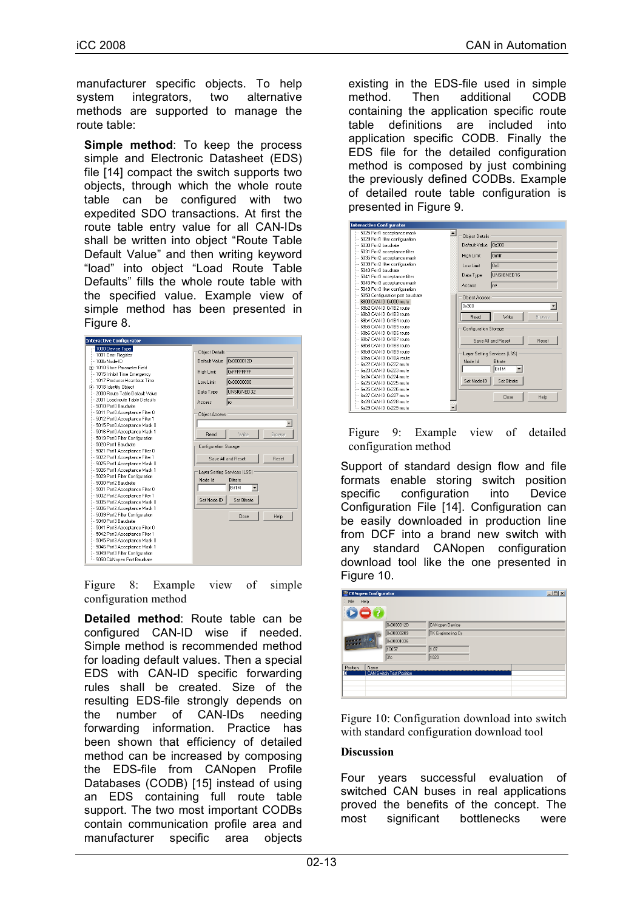manufacturer specific objects. To help system integrators, two alternative methods are supported to manage the route table:

**Simple method**: To keep the process simple and Electronic Datasheet (EDS) file [14] compact the switch supports two objects, through which the whole route table can be configured with two expedited SDO transactions. At first the route table entry value for all CAN-IDs shall be written into object “Route Table Default Value” and then writing keyword “load” into object “Load Route Table Defaults” fills the whole route table with the specified value. Example view of simple method has been presented in Figure 8.

Figure 8: Example view of simple configuration method

**Detailed method**: Route table can be configured CAN-ID wise if needed. Simple method is recommended method for loading default values. Then a special EDS with CAN-ID specific forwarding rules shall be created. Size of the resulting EDS-file strongly depends on the number of CAN-IDs needing forwarding information. Practice has been shown that efficiency of detailed method can be increased by composing the EDS-file from CANopen Profile Databases (CODB) [15] instead of using an EDS containing full route table support. The two most important CODBs contain communication profile area and manufacturer specific area objects existing in the EDS-file used in simple method. Then additional CODB containing the application specific route table definitions are included into application specific CODB. Finally the EDS file for the detailed configuration method is composed by just combining the previously defined CODBs. Example of detailed route table configuration is presented in Figure 9.

Figure 9: Example view of detailed configuration method

Support of standard design flow and file formats enable storing switch position specific configuration into Device Configuration File [14]. Configuration can be easily downloaded in production line from DCF into a brand new switch with any standard CANopen configuration download tool like the one presented in Figure 10.

Figure 10: Configuration download into switch with standard configuration download tool

**Discussion**

Four years successful evaluation of switched CAN buses in real applications proved the benefits of the concept. The most significant bottlenecks were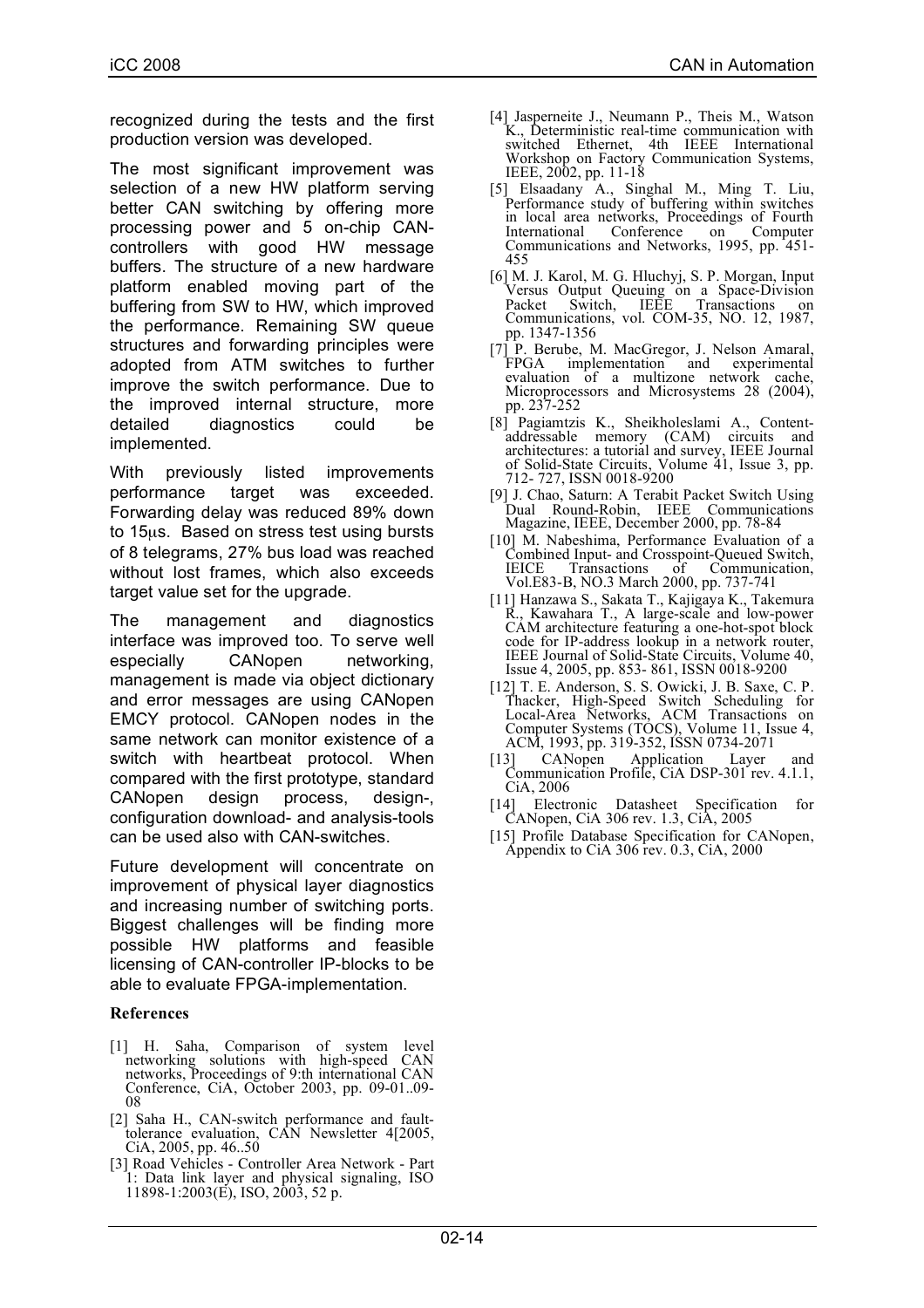recognized during the tests and the first production version was developed.

The most significant improvement was selection of a new HW platform serving better CAN switching by offering more processing power and 5 on-chip CAN-controllers with good HW message buffers. The structure of a new hardware platform enabled moving part of the buffering from SW to HW, which improved the performance. Remaining SW queue structures and forwarding principles were adopted from ATM switches to further improve the switch performance. Due to the improved internal structure, more detailed diagnostics could be implemented.

With previously listed improvements performance target was exceeded. Forwarding delay was reduced 89% down to 15μs. Based on stress test using bursts of 8 telegrams, 27% bus load was reached without lost frames, which also exceeds target value set for the upgrade.

The management and diagnostics interface was improved too. To serve well especially CANopen networking, management is made via object dictionary and error messages are using CANopen EMCY protocol. CANopen nodes in the same network can monitor existence of a switch with heartbeat protocol. When compared with the first prototype, standard CANopen design process, design-, configuration download- and analysis-tools can be used also with CAN-switches.

Future development will concentrate on improvement of physical layer diagnostics and increasing number of switching ports. Biggest challenges will be finding more possible HW platforms and feasible licensing of CAN-controller IP-blocks to be able to evaluate FPGA-implementation.

### References

[1] H. Saha, Comparison of system level networking solutions with high-speed CAN networks, Proceedings of 9:th international CAN Conference, CiA, October 2003, pp. 09-01..09-08

[2] Saha H., CAN-switch performance and fault-tolerance evaluation, CAN Newsletter 4[2005, CiA, 2005, pp. 46..50

[3] Road Vehicles - Controller Area Network - Part 1: Data link layer and physical signaling, ISO 11898-1:2003(E), ISO, 2003, 52 p.

[4] Jasperneite J., Neumann P., Theis M., Watson K., Deterministic real-time communication with switched Ethernet, 4th IEEE International Workshop on Factory Communication Systems, IEEE, 2002, pp. 11-18

[5] Elsaadany A., Singhal M., Ming T. Liu, Performance study of buffering within switches in local area networks, Proceedings of Fourth International Conference on Computer Communications and Networks, 1995, pp. 451-455

[6] M. J. Karol, M. G. Hluchyj, S. P. Morgan, Input Versus Output Queuing on a Space-Division Packet Switch, IEEE Transactions on Communications, vol. COM-35, NO. 12, 1987, pp. 1347-1356

[7] P. Berube, M. MacGregor, J. Nelson Amaral, FPGA implementation and experimental evaluation of a multizone network cache, Microprocessors and Microsystems 28 (2004), pp. 237-252

[8] Pagiamtzis K., Sheikholeslami A., Content-addressable memory (CAM) circuits and architectures: a tutorial and survey, IEEE Journal of Solid-State Circuits, Volume 41, Issue 3, pp. 712- 727, ISSN 0018-9200

[9] J. Chao, Saturn: A Terabit Packet Switch Using Dual Round-Robin, IEEE Communications Magazine, IEEE, December 2000, pp. 78-84

[10] M. Nabeshima, Performance Evaluation of a Combined Input- and Crosspoint-Queued Switch, IEICE Transactions of Communication, Vol.E83-B, NO.3 March 2000, pp. 737-741

[11] Hanzawa S., Sakata T., Kajigaya K., Takemura R., Kawahara T., A large-scale and low-power CAM architecture featuring a one-hot-spot block code for IP-address lookup in a network router, IEEE Journal of Solid-State Circuits, Volume 40, Issue 4, 2005, pp. 853- 861, ISSN 0018-9200

[12] T. E. Anderson, S. S. Owicki, J. B. Saxe, C. P. Thacker, High-Speed Switch Scheduling for Local-Area Networks, ACM Transactions on Computer Systems (TOCS), Volume 11, Issue 4, ACM, 1993, pp. 319-352, ISSN 0734-2071

[13] CANopen Application Layer and Communication Profile, CiA DSP-301 rev. 4.1.1, CiA, 2006

[14] Electronic Datasheet Specification for CANopen, CiA 306 rev. 1.3, CiA, 2005

[15] Profile Database Specification for CANopen, Appendix to CiA 306 rev. 0.3, CiA, 2000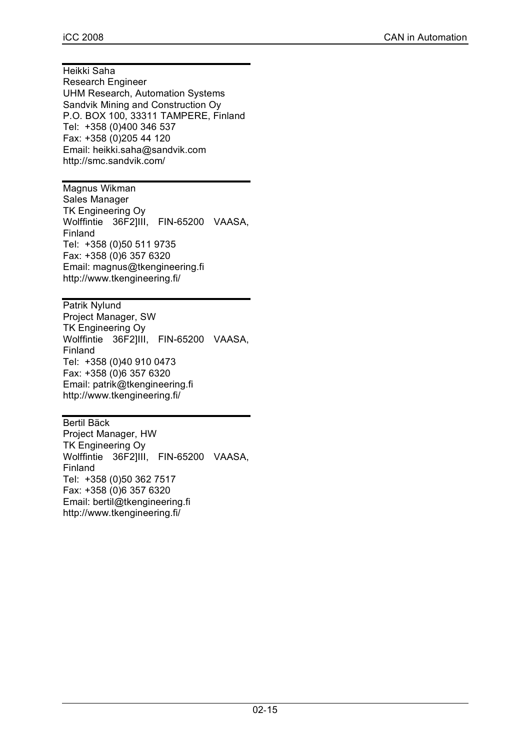---

Heikki Saha
Research Engineer
UHM Research, Automation Systems
Sandvik Mining and Construction Oy
P.O. BOX 100, 33311 TAMPERE, Finland
Tel: +358 (0)400 346 537
Fax: +358 (0)205 44 120
Email: heikki.saha@sandvik.com
http://smc.sandvik.com/

---

Magnus Wikman
Sales Manager
TK Engineering Oy
Wolffintie 36F2]III, FIN-65200 VAASA, Finland
Tel: +358 (0)50 511 9735
Fax: +358 (0)6 357 6320
Email: magnus@tkengineering.fi
http://www.tkengineering.fi/

---

Patrik Nylund
Project Manager, SW
TK Engineering Oy
Wolffintie 36F2]III, FIN-65200 VAASA, Finland
Tel: +358 (0)40 910 0473
Fax: +358 (0)6 357 6320
Email: patrik@tkengineering.fi
http://www.tkengineering.fi/

---

Bertil Bäck
Project Manager, HW
TK Engineering Oy
Wolffintie 36F2]III, FIN-65200 VAASA, Finland
Tel: +358 (0)50 362 7517
Fax: +358 (0)6 357 6320
Email: bertil@tkengineering.fi
http://www.tkengineering.fi/